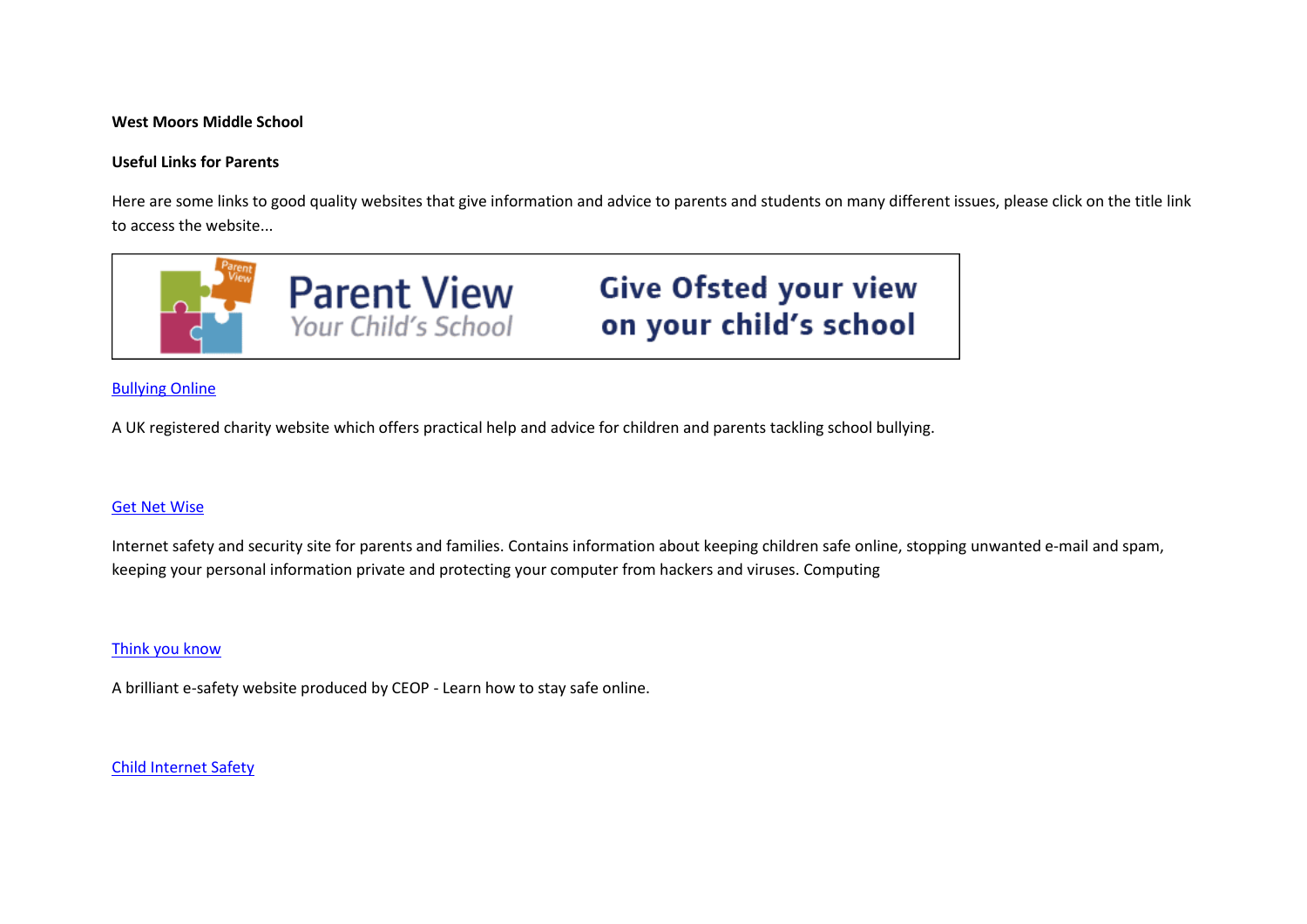**West Moors Middle School**

**Useful Links for Parents**

Here are some links to good quality websites that give information and advice to parents and students on many different issues, please click on the title link to access the website...

Parent View
Your Child's School

Give Ofsted your view on your child's school

[Bullying Online]

A UK registered charity website which offers practical help and advice for children and parents tackling school bullying.

[Get Net Wise]

Internet safety and security site for parents and families. Contains information about keeping children safe online, stopping unwanted e-mail and spam, keeping your personal information private and protecting your computer from hackers and viruses. Computing

[Think you know]

A brilliant e-safety website produced by CEOP - Learn how to stay safe online.

[Child Internet Safety]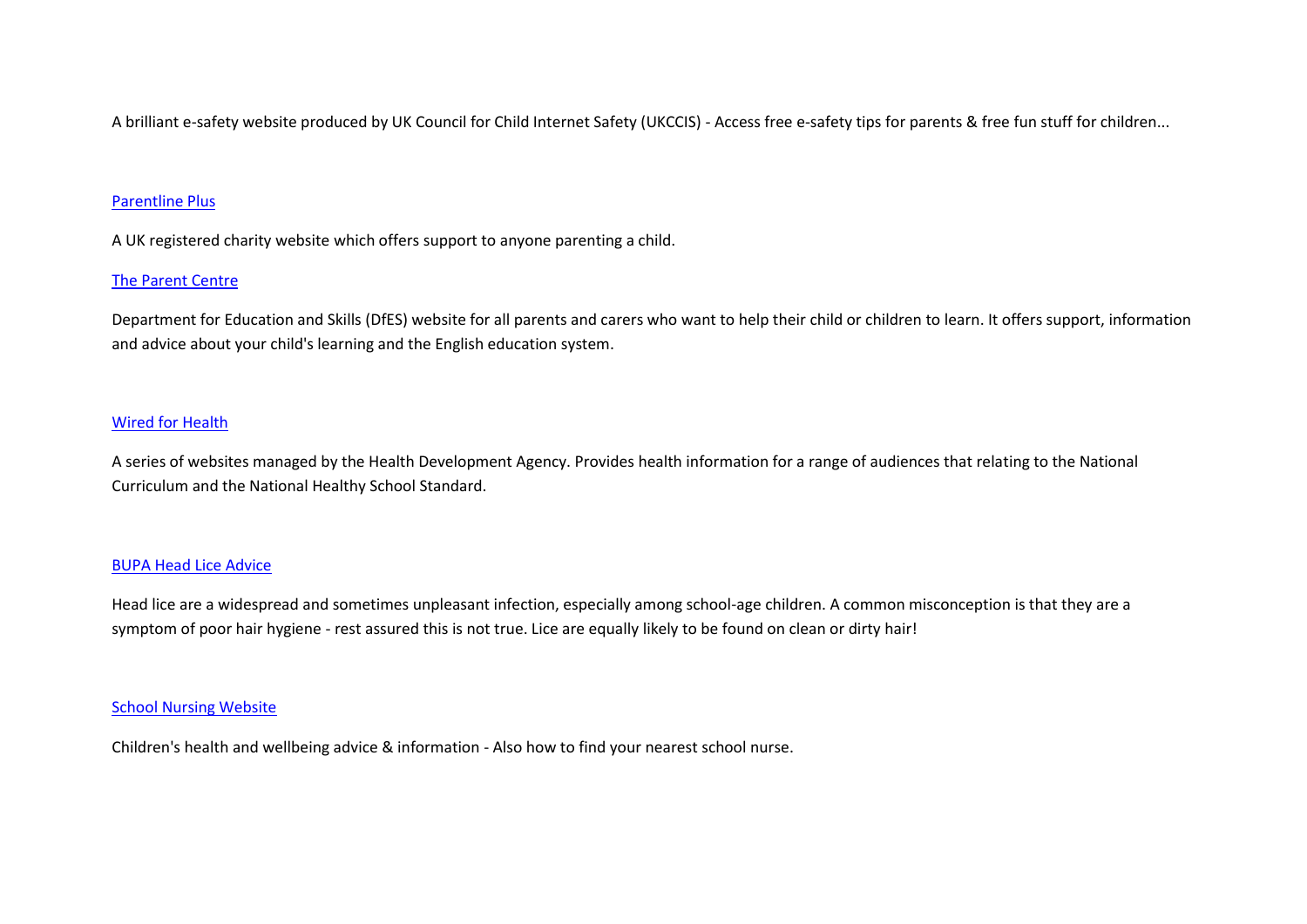A brilliant e-safety website produced by UK Council for Child Internet Safety (UKCCIS) - Access free e-safety tips for parents & free fun stuff for children...

Parentline Plus

A UK registered charity website which offers support to anyone parenting a child.

The Parent Centre

Department for Education and Skills (DfES) website for all parents and carers who want to help their child or children to learn. It offers support, information and advice about your child's learning and the English education system.

Wired for Health

A series of websites managed by the Health Development Agency. Provides health information for a range of audiences that relating to the National Curriculum and the National Healthy School Standard.

BUPA Head Lice Advice

Head lice are a widespread and sometimes unpleasant infection, especially among school-age children. A common misconception is that they are a symptom of poor hair hygiene - rest assured this is not true. Lice are equally likely to be found on clean or dirty hair!

School Nursing Website

Children's health and wellbeing advice & information - Also how to find your nearest school nurse.